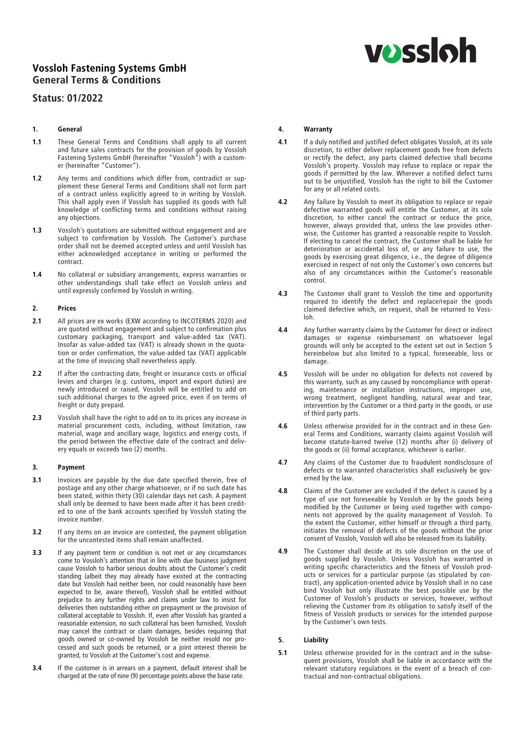# Vossloh Fastening Systems GmbH
## General Terms & Conditions

## Status: 01/2022

### 1. General

**1.1** These General Terms and Conditions shall apply to all current and future sales contracts for the provision of goods by Vossloh Fastening Systems GmbH (hereinafter "Vossloh") with a customer (hereinafter "Customer").

**1.2** Any terms and conditions which differ from, contradict or supplement these General Terms and Conditions shall not form part of a contract unless explicitly agreed to in writing by Vossloh. This shall apply even if Vossloh has supplied its goods with full knowledge of conflicting terms and conditions without raising any objections.

**1.3** Vossloh´s quotations are submitted without engagement and are subject to confirmation by Vossloh. The Customer's purchase order shall not be deemed accepted unless and until Vossloh has either acknowledged acceptance in writing or performed the contract.

**1.4** No collateral or subsidiary arrangements, express warranties or other understandings shall take effect on Vossloh unless and until expressly confirmed by Vossloh in writing.

### 2. Prices

**2.1** All prices are ex works (EXW according to INCOTERMS 2020) and are quoted without engagement and subject to confirmation plus customary packaging, transport and value-added tax (VAT). Insofar as value-added tax (VAT) is already shown in the quotation or order confirmation, the value-added tax (VAT) applicable at the time of invoicing shall nevertheless apply.

**2.2** If after the contracting date, freight or insurance costs or official levies and charges (e.g. customs, import and export duties) are newly introduced or raised, Vossloh will be entitled to add on such additional charges to the agreed price, even if on terms of freight or duty prepaid.

**2.3** Vossloh shall have the right to add on to its prices any increase in material procurement costs, including, without limitation, raw material, wage and ancillary wage, logistics and energy costs, if the period between the effective date of the contract and delivery equals or exceeds two (2) months.

### 3. Payment

**3.1** Invoices are payable by the due date specified therein, free of postage and any other charge whatsoever, or if no such date has been stated, within thirty (30) calendar days net cash. A payment shall only be deemed to have been made after it has been credited to one of the bank accounts specified by Vossloh stating the invoice number.

**3.2** If any items on an invoice are contested, the payment obligation for the uncontested items shall remain unaffected.

**3.3** If any payment term or condition is not met or any circumstances come to Vossloh's attention that in line with due business judgment cause Vossloh to harbor serious doubts about the Customer's credit standing (albeit they may already have existed at the contracting date but Vossloh had neither been, nor could reasonably have been expected to be, aware thereof), Vossloh shall be entitled without prejudice to any further rights and claims under law to insist for deliveries then outstanding either on prepayment or the provision of collateral acceptable to Vossloh. If, even after Vossloh has granted a reasonable extension, no such collateral has been furnished, Vossloh may cancel the contract or claim damages, besides requiring that goods owned or co-owned by Vossloh be neither resold nor processed and such goods be returned, or a joint interest therein be granted, to Vossloh at the Customer's cost and expense.

**3.4** If the customer is in arrears on a payment, default interest shall be charged at the rate of nine (9) percentage points above the base rate.

### 4. Warranty

**4.1** If a duly notified and justified defect obligates Vossloh, at its sole discretion, to either deliver replacement goods free from defects or rectify the defect, any parts claimed defective shall become Vossloh's property. Vossloh may refuse to replace or repair the goods if permitted by the law. Wherever a notified defect turns out to be unjustified, Vossloh has the right to bill the Customer for any or all related costs.

**4.2** Any failure by Vossloh to meet its obligation to replace or repair defective warranted goods will entitle the Customer, at its sole discretion, to either cancel the contract or reduce the price, however, always provided that, unless the law provides otherwise, the Customer has granted a reasonable respite to Vossloh. If electing to cancel the contract, the Customer shall be liable for deterioration or accidental loss of, or any failure to use, the goods by exercising great diligence, i.e., the degree of diligence exercised in respect of not only the Customer's own concerns but also of any circumstances within the Customer's reasonable control.

**4.3** The Customer shall grant to Vossloh the time and opportunity required to identify the defect and replace/repair the goods claimed defective which, on request, shall be returned to Vossloh.

**4.4** Any further warranty claims by the Customer for direct or indirect damages or expense reimbursement on whatsoever legal grounds will only be accepted to the extent set out in Section 5 hereinbelow but also limited to a typical, foreseeable, loss or damage.

**4.5** Vossloh will be under no obligation for defects not covered by this warranty, such as any caused by noncompliance with operating, maintenance or installation instructions, improper use, wrong treatment, negligent handling, natural wear and tear, intervention by the Customer or a third party in the goods, or use of third party parts.

**4.6** Unless otherwise provided for in the contract and in these General Terms and Conditions, warranty claims against Vossloh will become statute-barred twelve (12) months after (i) delivery of the goods or (ii) formal acceptance, whichever is earlier.

**4.7** Any claims of the Customer due to fraudulent nondisclosure of defects or to warranted characteristics shall exclusively be governed by the law.

**4.8** Claims of the Customer are excluded if the defect is caused by a type of use not foreseeable by Vossloh or by the goods being modified by the Customer or being used together with components not approved by the quality management of Vossloh. To the extent the Customer, either himself or through a third party, initiates the removal of defects of the goods without the prior consent of Vossloh, Vossloh will also be released from its liability.

**4.9** The Customer shall decide at its sole discretion on the use of goods supplied by Vossloh. Unless Vossloh has warranted in writing specific characteristics and the fitness of Vossloh products or services for a particular purpose (as stipulated by contract), any application-oriented advice by Vossloh shall in no case bind Vossloh but only illustrate the best possible use by the Customer of Vossloh's products or services, however, without relieving the Customer from its obligation to satisfy itself of the fitness of Vossloh products or services for the intended purpose by the Customer's own tests.

### 5. Liability

**5.1** Unless otherwise provided for in the contract and in the subsequent provisions, Vossloh shall be liable in accordance with the relevant statutory regulations in the event of a breach of contractual and non-contractual obligations.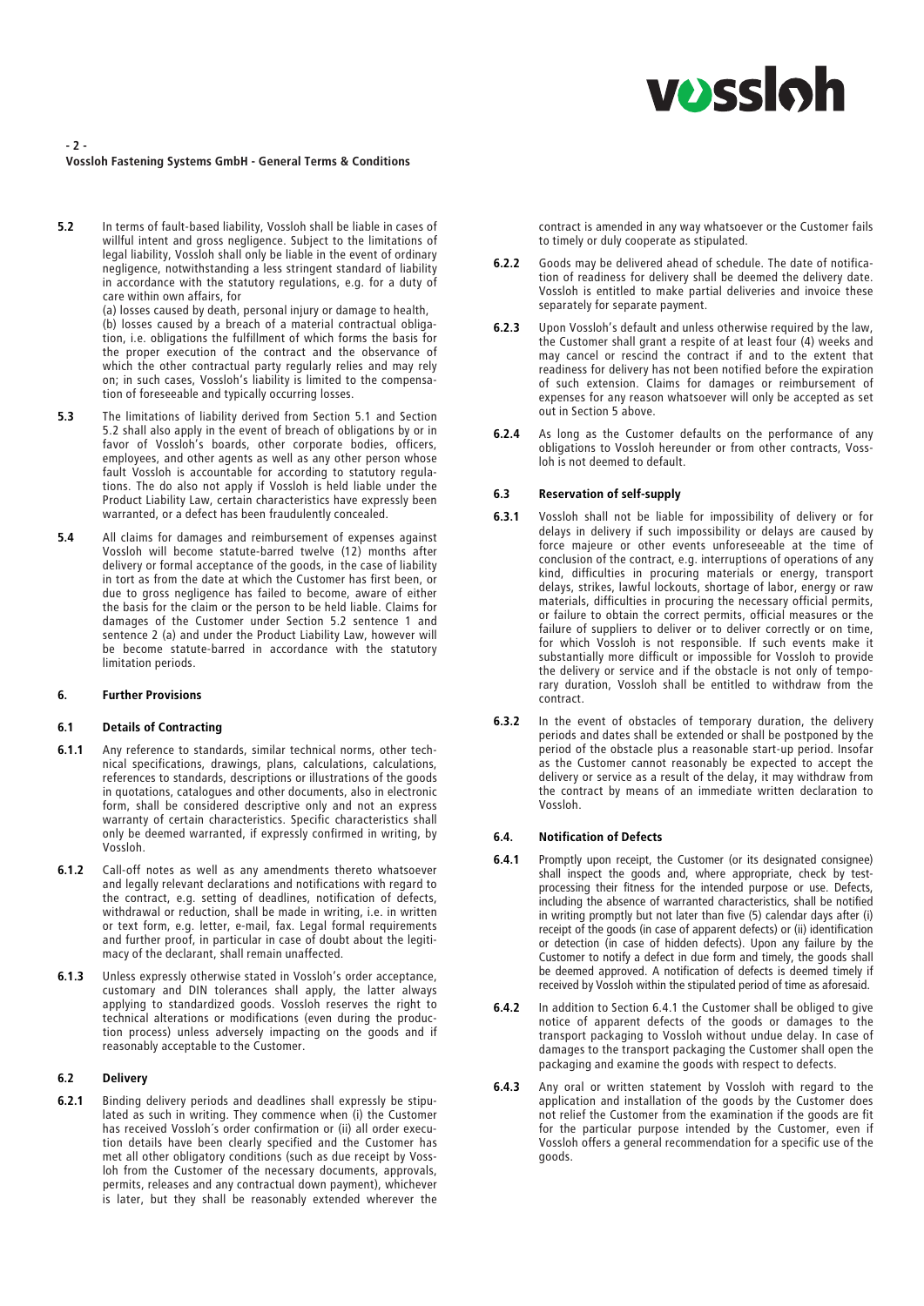**5.2** In terms of fault-based liability, Vossloh shall be liable in cases of willful intent and gross negligence. Subject to the limitations of legal liability, Vossloh shall only be liable in the event of ordinary negligence, notwithstanding a less stringent standard of liability in accordance with the statutory regulations, e.g. for a duty of care within own affairs, for

(a) losses caused by death, personal injury or damage to health,

(b) losses caused by a breach of a material contractual obligation, i.e. obligations the fulfillment of which forms the basis for the proper execution of the contract and the observance of which the other contractual party regularly relies and may rely on; in such cases, Vossloh's liability is limited to the compensation of foreseeable and typically occurring losses.

**5.3** The limitations of liability derived from Section 5.1 and Section 5.2 shall also apply in the event of breach of obligations by or in favor of Vossloh's boards, other corporate bodies, officers, employees, and other agents as well as any other person whose fault Vossloh is accountable for according to statutory regulations. The do also not apply if Vossloh is held liable under the Product Liability Law, certain characteristics have expressly been warranted, or a defect has been fraudulently concealed.

**5.4** All claims for damages and reimbursement of expenses against Vossloh will become statute-barred twelve (12) months after delivery or formal acceptance of the goods, in the case of liability in tort as from the date at which the Customer has first been, or due to gross negligence has failed to become, aware of either the basis for the claim or the person to be held liable. Claims for damages of the Customer under Section 5.2 sentence 1 and sentence 2 (a) and under the Product Liability Law, however will be become statute-barred in accordance with the statutory limitation periods.

## 6. Further Provisions

### 6.1 Details of Contracting

**6.1.1** Any reference to standards, similar technical norms, other technical specifications, drawings, plans, calculations, calculations, references to standards, descriptions or illustrations of the goods in quotations, catalogues and other documents, also in electronic form, shall be considered descriptive only and not an express warranty of certain characteristics. Specific characteristics shall only be deemed warranted, if expressly confirmed in writing, by Vossloh.

**6.1.2** Call-off notes as well as any amendments thereto whatsoever and legally relevant declarations and notifications with regard to the contract, e.g. setting of deadlines, notification of defects, withdrawal or reduction, shall be made in writing, i.e. in written or text form, e.g. letter, e-mail, fax. Legal formal requirements and further proof, in particular in case of doubt about the legitimacy of the declarant, shall remain unaffected.

**6.1.3** Unless expressly otherwise stated in Vossloh's order acceptance, customary and DIN tolerances shall apply, the latter always applying to standardized goods. Vossloh reserves the right to technical alterations or modifications (even during the production process) unless adversely impacting on the goods and if reasonably acceptable to the Customer.

### 6.2 Delivery

**6.2.1** Binding delivery periods and deadlines shall expressly be stipulated as such in writing. They commence when (i) the Customer has received Vossloh´s order confirmation or (ii) all order execution details have been clearly specified and the Customer has met all other obligatory conditions (such as due receipt by Vossloh from the Customer of the necessary documents, approvals, permits, releases and any contractual down payment), whichever is later, but they shall be reasonably extended wherever the contract is amended in any way whatsoever or the Customer fails to timely or duly cooperate as stipulated.

**6.2.2** Goods may be delivered ahead of schedule. The date of notification of readiness for delivery shall be deemed the delivery date. Vossloh is entitled to make partial deliveries and invoice these separately for separate payment.

**6.2.3** Upon Vossloh's default and unless otherwise required by the law, the Customer shall grant a respite of at least four (4) weeks and may cancel or rescind the contract if and to the extent that readiness for delivery has not been notified before the expiration of such extension. Claims for damages or reimbursement of expenses for any reason whatsoever will only be accepted as set out in Section 5 above.

**6.2.4** As long as the Customer defaults on the performance of any obligations to Vossloh hereunder or from other contracts, Vossloh is not deemed to default.

### 6.3 Reservation of self-supply

**6.3.1** Vossloh shall not be liable for impossibility of delivery or for delays in delivery if such impossibility or delays are caused by force majeure or other events unforeseeable at the time of conclusion of the contract, e.g. interruptions of operations of any kind, difficulties in procuring materials or energy, transport delays, strikes, lawful lockouts, shortage of labor, energy or raw materials, difficulties in procuring the necessary official permits, or failure to obtain the correct permits, official measures or the failure of suppliers to deliver or to deliver correctly or on time, for which Vossloh is not responsible. If such events make it substantially more difficult or impossible for Vossloh to provide the delivery or service and if the obstacle is not only of temporary duration, Vossloh shall be entitled to withdraw from the contract.

**6.3.2** In the event of obstacles of temporary duration, the delivery periods and dates shall be extended or shall be postponed by the period of the obstacle plus a reasonable start-up period. Insofar as the Customer cannot reasonably be expected to accept the delivery or service as a result of the delay, it may withdraw from the contract by means of an immediate written declaration to Vossloh.

### 6.4. Notification of Defects

**6.4.1** Promptly upon receipt, the Customer (or its designated consignee) shall inspect the goods and, where appropriate, check by test-processing their fitness for the intended purpose or use. Defects, including the absence of warranted characteristics, shall be notified in writing promptly but not later than five (5) calendar days after (i) receipt of the goods (in case of apparent defects) or (ii) identification or detection (in case of hidden defects). Upon any failure by the Customer to notify a defect in due form and timely, the goods shall be deemed approved. A notification of defects is deemed timely if received by Vossloh within the stipulated period of time as aforesaid.

**6.4.2** In addition to Section 6.4.1 the Customer shall be obliged to give notice of apparent defects of the goods or damages to the transport packaging to Vossloh without undue delay. In case of damages to the transport packaging the Customer shall open the packaging and examine the goods with respect to defects.

**6.4.3** Any oral or written statement by Vossloh with regard to the application and installation of the goods by the Customer does not relief the Customer from the examination if the goods are fit for the particular purpose intended by the Customer, even if Vossloh offers a general recommendation for a specific use of the goods.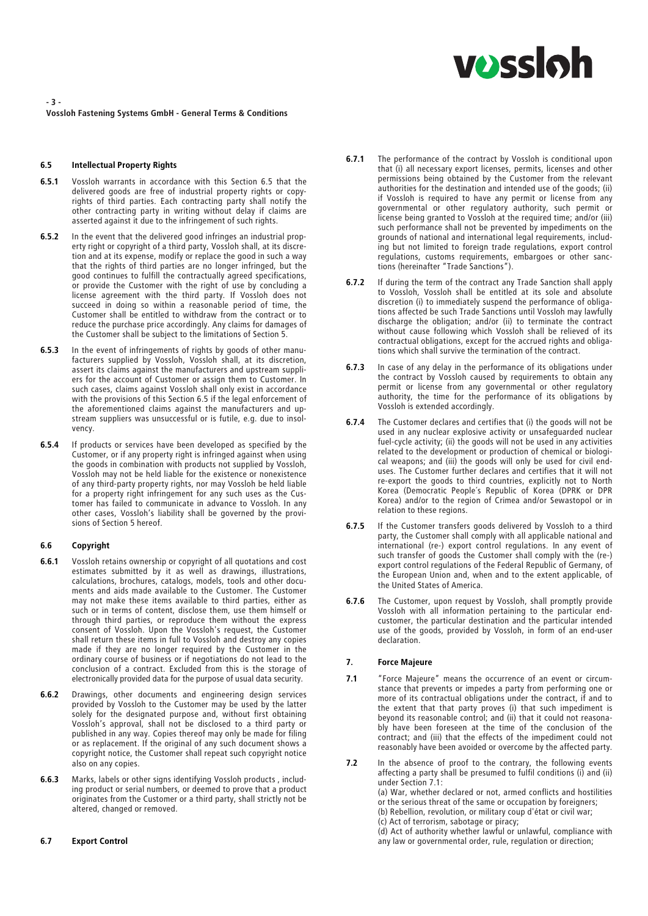### 6.5 Intellectual Property Rights

**6.5.1** Vossloh warrants in accordance with this Section 6.5 that the delivered goods are free of industrial property rights or copyrights of third parties. Each contracting party shall notify the other contracting party in writing without delay if claims are asserted against it due to the infringement of such rights.

**6.5.2** In the event that the delivered good infringes an industrial property right or copyright of a third party, Vossloh shall, at its discretion and at its expense, modify or replace the good in such a way that the rights of third parties are no longer infringed, but the good continues to fulfill the contractually agreed specifications, or provide the Customer with the right of use by concluding a license agreement with the third party. If Vossloh does not succeed in doing so within a reasonable period of time, the Customer shall be entitled to withdraw from the contract or to reduce the purchase price accordingly. Any claims for damages of the Customer shall be subject to the limitations of Section 5.

**6.5.3** In the event of infringements of rights by goods of other manufacturers supplied by Vossloh, Vossloh shall, at its discretion, assert its claims against the manufacturers and upstream suppliers for the account of Customer or assign them to Customer. In such cases, claims against Vossloh shall only exist in accordance with the provisions of this Section 6.5 if the legal enforcement of the aforementioned claims against the manufacturers and upstream suppliers was unsuccessful or is futile, e.g. due to insolvency.

**6.5.4** If products or services have been developed as specified by the Customer, or if any property right is infringed against when using the goods in combination with products not supplied by Vossloh, Vossloh may not be held liable for the existence or nonexistence of any third-party property rights, nor may Vossloh be held liable for a property right infringement for any such uses as the Customer has failed to communicate in advance to Vossloh. In any other cases, Vossloh's liability shall be governed by the provisions of Section 5 hereof.

### 6.6 Copyright

**6.6.1** Vossloh retains ownership or copyright of all quotations and cost estimates submitted by it as well as drawings, illustrations, calculations, brochures, catalogs, models, tools and other documents and aids made available to the Customer. The Customer may not make these items available to third parties, either as such or in terms of content, disclose them, use them himself or through third parties, or reproduce them without the express consent of Vossloh. Upon the Vossloh's request, the Customer shall return these items in full to Vossloh and destroy any copies made if they are no longer required by the Customer in the ordinary course of business or if negotiations do not lead to the conclusion of a contract. Excluded from this is the storage of electronically provided data for the purpose of usual data security.

**6.6.2** Drawings, other documents and engineering design services provided by Vossloh to the Customer may be used by the latter solely for the designated purpose and, without first obtaining Vossloh's approval, shall not be disclosed to a third party or published in any way. Copies thereof may only be made for filing or as replacement. If the original of any such document shows a copyright notice, the Customer shall repeat such copyright notice also on any copies.

**6.6.3** Marks, labels or other signs identifying Vossloh products , including product or serial numbers, or deemed to prove that a product originates from the Customer or a third party, shall strictly not be altered, changed or removed.

### 6.7 Export Control

**6.7.1** The performance of the contract by Vossloh is conditional upon that (i) all necessary export licenses, permits, licenses and other permissions being obtained by the Customer from the relevant authorities for the destination and intended use of the goods; (ii) if Vossloh is required to have any permit or license from any governmental or other regulatory authority, such permit or license being granted to Vossloh at the required time; and/or (iii) such performance shall not be prevented by impediments on the grounds of national and international legal requirements, including but not limited to foreign trade regulations, export control regulations, customs requirements, embargoes or other sanctions (hereinafter "Trade Sanctions").

**6.7.2** If during the term of the contract any Trade Sanction shall apply to Vossloh, Vossloh shall be entitled at its sole and absolute discretion (i) to immediately suspend the performance of obligations affected be such Trade Sanctions until Vossloh may lawfully discharge the obligation; and/or (ii) to terminate the contract without cause following which Vossloh shall be relieved of its contractual obligations, except for the accrued rights and obligations which shall survive the termination of the contract.

**6.7.3** In case of any delay in the performance of its obligations under the contract by Vossloh caused by requirements to obtain any permit or license from any governmental or other regulatory authority, the time for the performance of its obligations by Vossloh is extended accordingly.

**6.7.4** The Customer declares and certifies that (i) the goods will not be used in any nuclear explosive activity or unsafeguarded nuclear fuel-cycle activity; (ii) the goods will not be used in any activities related to the development or production of chemical or biological weapons; and (iii) the goods will only be used for civil end-uses. The Customer further declares and certifies that it will not re-export the goods to third countries, explicitly not to North Korea (Democratic People´s Republic of Korea (DPRK or DPR Korea) and/or to the region of Crimea and/or Sewastopol or in relation to these regions.

**6.7.5** If the Customer transfers goods delivered by Vossloh to a third party, the Customer shall comply with all applicable national and international (re-) export control regulations. In any event of such transfer of goods the Customer shall comply with the (re-) export control regulations of the Federal Republic of Germany, of the European Union and, when and to the extent applicable, of the United States of America.

**6.7.6** The Customer, upon request by Vossloh, shall promptly provide Vossloh with all information pertaining to the particular end-customer, the particular destination and the particular intended use of the goods, provided by Vossloh, in form of an end-user declaration.

## 7. Force Majeure

**7.1** "Force Majeure" means the occurrence of an event or circumstance that prevents or impedes a party from performing one or more of its contractual obligations under the contract, if and to the extent that that party proves (i) that such impediment is beyond its reasonable control; and (ii) that it could not reasonably have been foreseen at the time of the conclusion of the contract; and (iii) that the effects of the impediment could not reasonably have been avoided or overcome by the affected party.

**7.2** In the absence of proof to the contrary, the following events affecting a party shall be presumed to fulfil conditions (i) and (ii) under Section 7.1:

(a) War, whether declared or not, armed conflicts and hostilities or the serious threat of the same or occupation by foreigners;
(b) Rebellion, revolution, or military coup d'état or civil war;
(c) Act of terrorism, sabotage or piracy;
(d) Act of authority whether lawful or unlawful, compliance with any law or governmental order, rule, regulation or direction;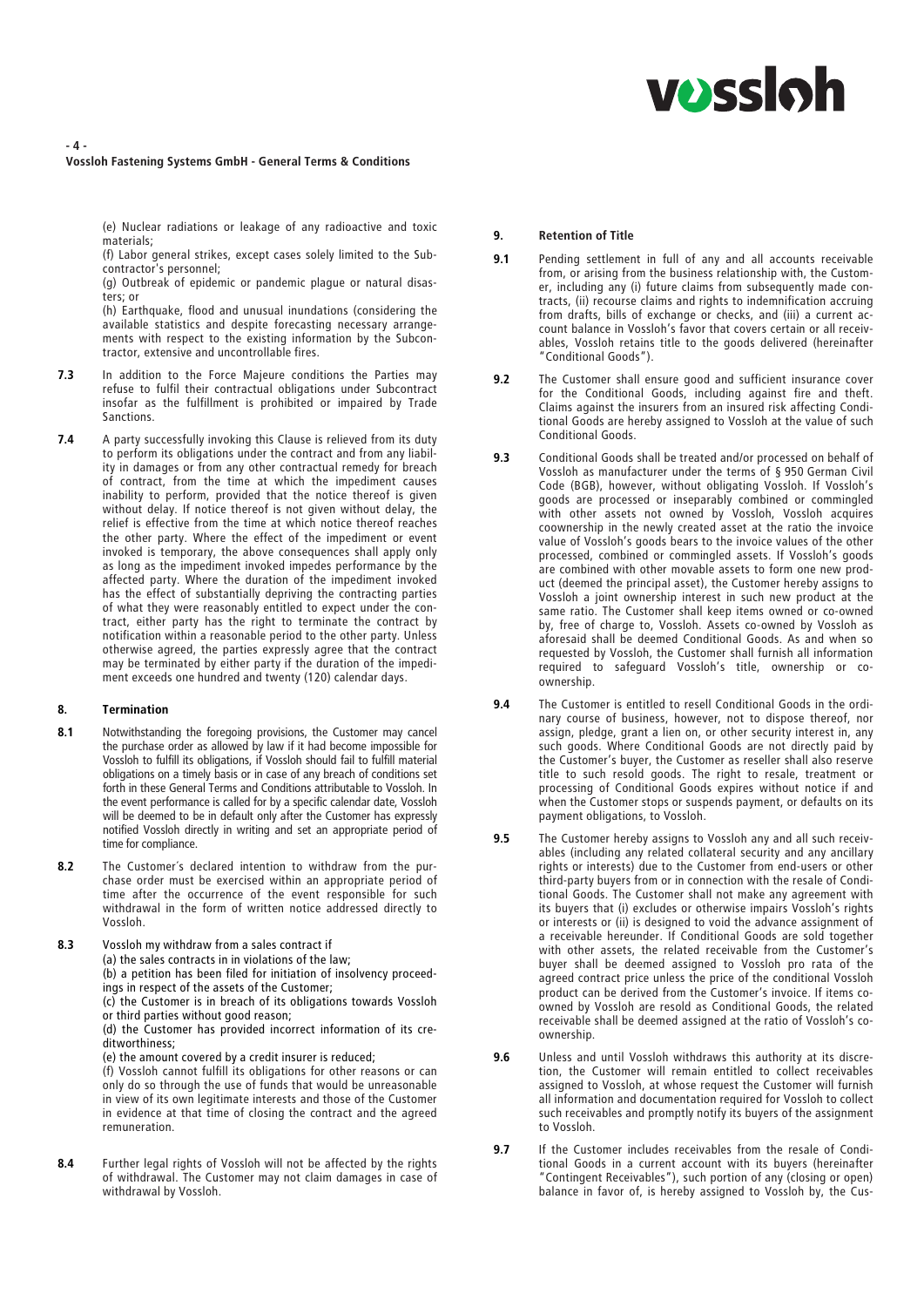(e) Nuclear radiations or leakage of any radioactive and toxic materials;

(f) Labor general strikes, except cases solely limited to the Subcontractor's personnel;

(g) Outbreak of epidemic or pandemic plague or natural disasters; or

(h) Earthquake, flood and unusual inundations (considering the available statistics and despite forecasting necessary arrangements with respect to the existing information by the Subcontractor, extensive and uncontrollable fires.

**7.3** In addition to the Force Majeure conditions the Parties may refuse to fulfil their contractual obligations under Subcontract insofar as the fulfillment is prohibited or impaired by Trade Sanctions.

**7.4** A party successfully invoking this Clause is relieved from its duty to perform its obligations under the contract and from any liability in damages or from any other contractual remedy for breach of contract, from the time at which the impediment causes inability to perform, provided that the notice thereof is given without delay. If notice thereof is not given without delay, the relief is effective from the time at which notice thereof reaches the other party. Where the effect of the impediment or event invoked is temporary, the above consequences shall apply only as long as the impediment invoked impedes performance by the affected party. Where the duration of the impediment invoked has the effect of substantially depriving the contracting parties of what they were reasonably entitled to expect under the contract, either party has the right to terminate the contract by notification within a reasonable period to the other party. Unless otherwise agreed, the parties expressly agree that the contract may be terminated by either party if the duration of the impediment exceeds one hundred and twenty (120) calendar days.

## 8. Termination

**8.1** Notwithstanding the foregoing provisions, the Customer may cancel the purchase order as allowed by law if it had become impossible for Vossloh to fulfill its obligations, if Vossloh should fail to fulfill material obligations on a timely basis or in case of any breach of conditions set forth in these General Terms and Conditions attributable to Vossloh. In the event performance is called for by a specific calendar date, Vossloh will be deemed to be in default only after the Customer has expressly notified Vossloh directly in writing and set an appropriate period of time for compliance.

**8.2** The Customer´s declared intention to withdraw from the purchase order must be exercised within an appropriate period of time after the occurrence of the event responsible for such withdrawal in the form of written notice addressed directly to Vossloh.

**8.3** Vossloh my withdraw from a sales contract if

(a) the sales contracts in in violations of the law;

(b) a petition has been filed for initiation of insolvency proceedings in respect of the assets of the Customer;

(c) the Customer is in breach of its obligations towards Vossloh or third parties without good reason;

(d) the Customer has provided incorrect information of its creditworthiness;

(e) the amount covered by a credit insurer is reduced;

(f) Vossloh cannot fulfill its obligations for other reasons or can only do so through the use of funds that would be unreasonable in view of its own legitimate interests and those of the Customer in evidence at that time of closing the contract and the agreed remuneration.

**8.4** Further legal rights of Vossloh will not be affected by the rights of withdrawal. The Customer may not claim damages in case of withdrawal by Vossloh.

## 9. Retention of Title

**9.1** Pending settlement in full of any and all accounts receivable from, or arising from the business relationship with, the Customer, including any (i) future claims from subsequently made contracts, (ii) recourse claims and rights to indemnification accruing from drafts, bills of exchange or checks, and (iii) a current account balance in Vossloh's favor that covers certain or all receivables, Vossloh retains title to the goods delivered (hereinafter "Conditional Goods").

**9.2** The Customer shall ensure good and sufficient insurance cover for the Conditional Goods, including against fire and theft. Claims against the insurers from an insured risk affecting Conditional Goods are hereby assigned to Vossloh at the value of such Conditional Goods.

**9.3** Conditional Goods shall be treated and/or processed on behalf of Vossloh as manufacturer under the terms of § 950 German Civil Code (BGB), however, without obligating Vossloh. If Vossloh's goods are processed or inseparably combined or commingled with other assets not owned by Vossloh, Vossloh acquires coownership in the newly created asset at the ratio the invoice value of Vossloh's goods bears to the invoice values of the other processed, combined or commingled assets. If Vossloh's goods are combined with other movable assets to form one new product (deemed the principal asset), the Customer hereby assigns to Vossloh a joint ownership interest in such new product at the same ratio. The Customer shall keep items owned or co-owned by, free of charge to, Vossloh. Assets co-owned by Vossloh as aforesaid shall be deemed Conditional Goods. As and when so requested by Vossloh, the Customer shall furnish all information required to safeguard Vossloh's title, ownership or coownership.

**9.4** The Customer is entitled to resell Conditional Goods in the ordinary course of business, however, not to dispose thereof, nor assign, pledge, grant a lien on, or other security interest in, any such goods. Where Conditional Goods are not directly paid by the Customer's buyer, the Customer as reseller shall also reserve title to such resold goods. The right to resale, treatment or processing of Conditional Goods expires without notice if and when the Customer stops or suspends payment, or defaults on its payment obligations, to Vossloh.

**9.5** The Customer hereby assigns to Vossloh any and all such receivables (including any related collateral security and any ancillary rights or interests) due to the Customer from end-users or other third-party buyers from or in connection with the resale of Conditional Goods. The Customer shall not make any agreement with its buyers that (i) excludes or otherwise impairs Vossloh's rights or interests or (ii) is designed to void the advance assignment of a receivable hereunder. If Conditional Goods are sold together with other assets, the related receivable from the Customer's buyer shall be deemed assigned to Vossloh pro rata of the agreed contract price unless the price of the conditional Vossloh product can be derived from the Customer's invoice. If items coowned by Vossloh are resold as Conditional Goods, the related receivable shall be deemed assigned at the ratio of Vossloh's coownership.

**9.6** Unless and until Vossloh withdraws this authority at its discretion, the Customer will remain entitled to collect receivables assigned to Vossloh, at whose request the Customer will furnish all information and documentation required for Vossloh to collect such receivables and promptly notify its buyers of the assignment to Vossloh.

**9.7** If the Customer includes receivables from the resale of Conditional Goods in a current account with its buyers (hereinafter "Contingent Receivables"), such portion of any (closing or open) balance in favor of, is hereby assigned to Vossloh by, the Cus-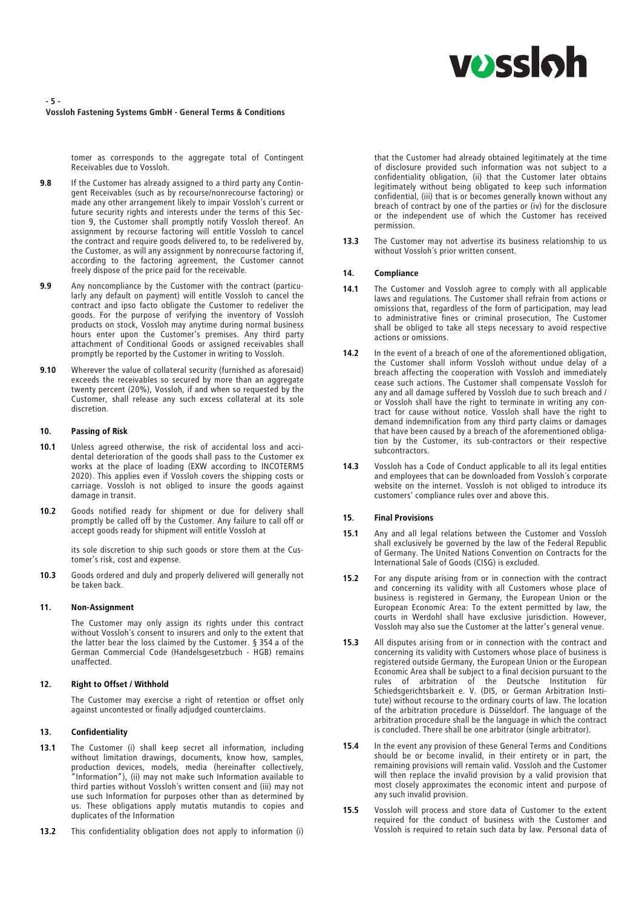tomer as corresponds to the aggregate total of Contingent Receivables due to Vossloh.

**9.8** If the Customer has already assigned to a third party any Contingent Receivables (such as by recourse/nonrecourse factoring) or made any other arrangement likely to impair Vossloh's current or future security rights and interests under the terms of this Section 9, the Customer shall promptly notify Vossloh thereof. An assignment by recourse factoring will entitle Vossloh to cancel the contract and require goods delivered to, to be redelivered by, the Customer, as will any assignment by nonrecourse factoring if, according to the factoring agreement, the Customer cannot freely dispose of the price paid for the receivable.

**9.9** Any noncompliance by the Customer with the contract (particularly any default on payment) will entitle Vossloh to cancel the contract and ipso facto obligate the Customer to redeliver the goods. For the purpose of verifying the inventory of Vossloh products on stock, Vossloh may anytime during normal business hours enter upon the Customer's premises. Any third party attachment of Conditional Goods or assigned receivables shall promptly be reported by the Customer in writing to Vossloh.

**9.10** Wherever the value of collateral security (furnished as aforesaid) exceeds the receivables so secured by more than an aggregate twenty percent (20%), Vossloh, if and when so requested by the Customer, shall release any such excess collateral at its sole discretion.

## 10. Passing of Risk

**10.1** Unless agreed otherwise, the risk of accidental loss and accidental deterioration of the goods shall pass to the Customer ex works at the place of loading (EXW according to INCOTERMS 2020). This applies even if Vossloh covers the shipping costs or carriage. Vossloh is not obliged to insure the goods against damage in transit.

**10.2** Goods notified ready for shipment or due for delivery shall promptly be called off by the Customer. Any failure to call off or accept goods ready for shipment will entitle Vossloh at its sole discretion to ship such goods or store them at the Customer's risk, cost and expense.

**10.3** Goods ordered and duly and properly delivered will generally not be taken back.

## 11. Non-Assignment

The Customer may only assign its rights under this contract without Vossloh´s consent to insurers and only to the extent that the latter bear the loss claimed by the Customer. § 354 a of the German Commercial Code (Handelsgesetzbuch - HGB) remains unaffected.

## 12. Right to Offset / Withhold

The Customer may exercise a right of retention or offset only against uncontested or finally adjudged counterclaims.

## 13. Confidentiality

**13.1** The Customer (i) shall keep secret all information, including without limitation drawings, documents, know how, samples, production devices, models, media (hereinafter collectively, "Information"), (ii) may not make such Information available to third parties without Vossloh´s written consent and (iii) may not use such Information for purposes other than as determined by us. These obligations apply mutatis mutandis to copies and duplicates of the Information

**13.2** This confidentiality obligation does not apply to information (i) that the Customer had already obtained legitimately at the time of disclosure provided such information was not subject to a confidentiality obligation, (ii) that the Customer later obtains legitimately without being obligated to keep such information confidential, (iii) that is or becomes generally known without any breach of contract by one of the parties or (iv) for the disclosure or the independent use of which the Customer has received permission.

**13.3** The Customer may not advertise its business relationship to us without Vossloh´s prior written consent.

## 14. Compliance

**14.1** The Customer and Vossloh agree to comply with all applicable laws and regulations. The Customer shall refrain from actions or omissions that, regardless of the form of participation, may lead to administrative fines or criminal prosecution, The Customer shall be obliged to take all steps necessary to avoid respective actions or omissions.

**14.2** In the event of a breach of one of the aforementioned obligation, the Customer shall inform Vossloh without undue delay of a breach affecting the cooperation with Vossloh and immediately cease such actions. The Customer shall compensate Vossloh for any and all damage suffered by Vossloh due to such breach and / or Vossloh shall have the right to terminate in writing any contract for cause without notice. Vossloh shall have the right to demand indemnification from any third party claims or damages that have been caused by a breach of the aforementioned obligation by the Customer, its sub-contractors or their respective subcontractors.

**14.3** Vossloh has a Code of Conduct applicable to all its legal entities and employees that can be downloaded from Vossloh´s corporate website on the internet. Vossloh is not obliged to introduce its customers' compliance rules over and above this.

## 15. Final Provisions

**15.1** Any and all legal relations between the Customer and Vossloh shall exclusively be governed by the law of the Federal Republic of Germany. The United Nations Convention on Contracts for the International Sale of Goods (CISG) is excluded.

**15.2** For any dispute arising from or in connection with the contract and concerning its validity with all Customers whose place of business is registered in Germany, the European Union or the European Economic Area: To the extent permitted by law, the courts in Werdohl shall have exclusive jurisdiction. However, Vossloh may also sue the Customer at the latter's general venue.

**15.3** All disputes arising from or in connection with the contract and concerning its validity with Customers whose place of business is registered outside Germany, the European Union or the European Economic Area shall be subject to a final decision pursuant to the rules of arbitration of the Deutsche Institution für Schiedsgerichtsbarkeit e. V. (DIS, or German Arbitration Institute) without recourse to the ordinary courts of law. The location of the arbitration procedure is Düsseldorf. The language of the arbitration procedure shall be the language in which the contract is concluded. There shall be one arbitrator (single arbitrator).

**15.4** In the event any provision of these General Terms and Conditions should be or become invalid, in their entirety or in part, the remaining provisions will remain valid. Vossloh and the Customer will then replace the invalid provision by a valid provision that most closely approximates the economic intent and purpose of any such invalid provision.

**15.5** Vossloh will process and store data of Customer to the extent required for the conduct of business with the Customer and Vossloh is required to retain such data by law. Personal data of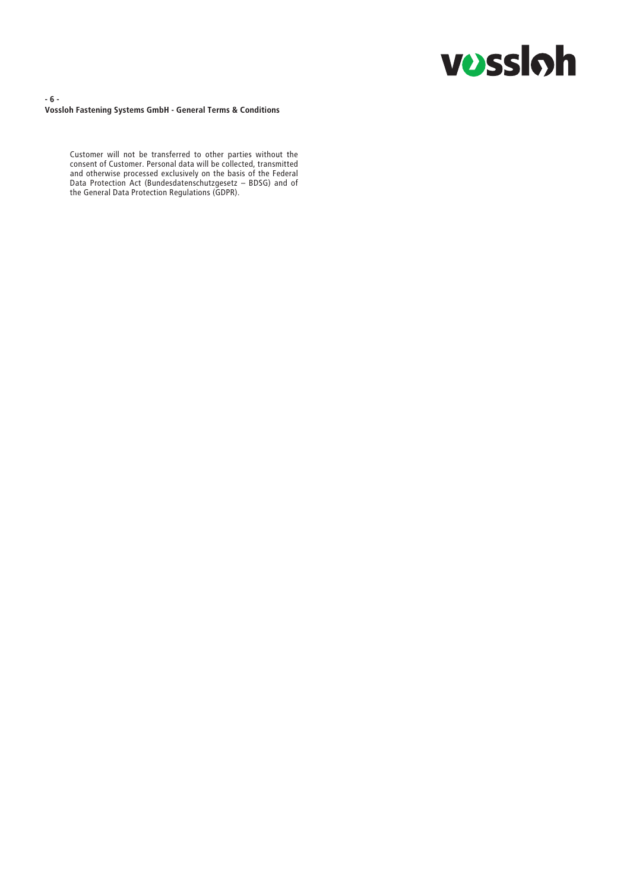Customer will not be transferred to other parties without the consent of Customer. Personal data will be collected, transmitted and otherwise processed exclusively on the basis of the Federal Data Protection Act (Bundesdatenschutzgesetz – BDSG) and of the General Data Protection Regulations (GDPR).